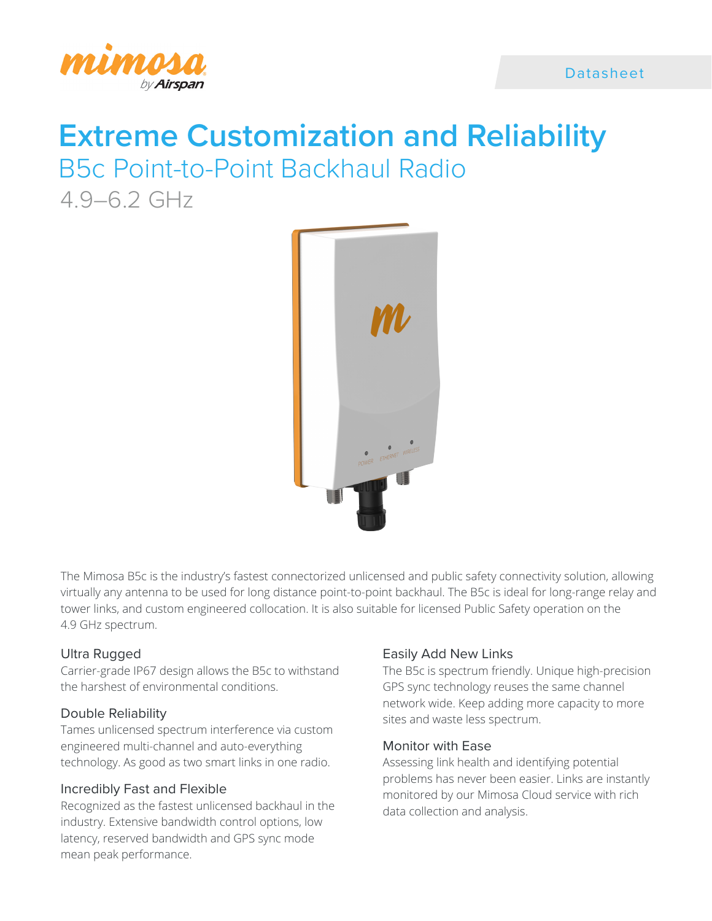mimosa by Airspan

Datasheet

# Extreme Customization and Reliability

## B5c Point-to-Point Backhaul Radio

4.9–6.2 GHz

The Mimosa B5c is the industry's fastest connectorized unlicensed and public safety connectivity solution, allowing virtually any antenna to be used for long distance point-to-point backhaul. The B5c is ideal for long-range relay and tower links, and custom engineered collocation. It is also suitable for licensed Public Safety operation on the 4.9 GHz spectrum.

### Ultra Rugged

Carrier-grade IP67 design allows the B5c to withstand the harshest of environmental conditions.

### Double Reliability

Tames unlicensed spectrum interference via custom engineered multi-channel and auto-everything technology. As good as two smart links in one radio.

### Incredibly Fast and Flexible

Recognized as the fastest unlicensed backhaul in the industry. Extensive bandwidth control options, low latency, reserved bandwidth and GPS sync mode mean peak performance.

### Easily Add New Links

The B5c is spectrum friendly. Unique high-precision GPS sync technology reuses the same channel network wide. Keep adding more capacity to more sites and waste less spectrum.

### Monitor with Ease

Assessing link health and identifying potential problems has never been easier. Links are instantly monitored by our Mimosa Cloud service with rich data collection and analysis.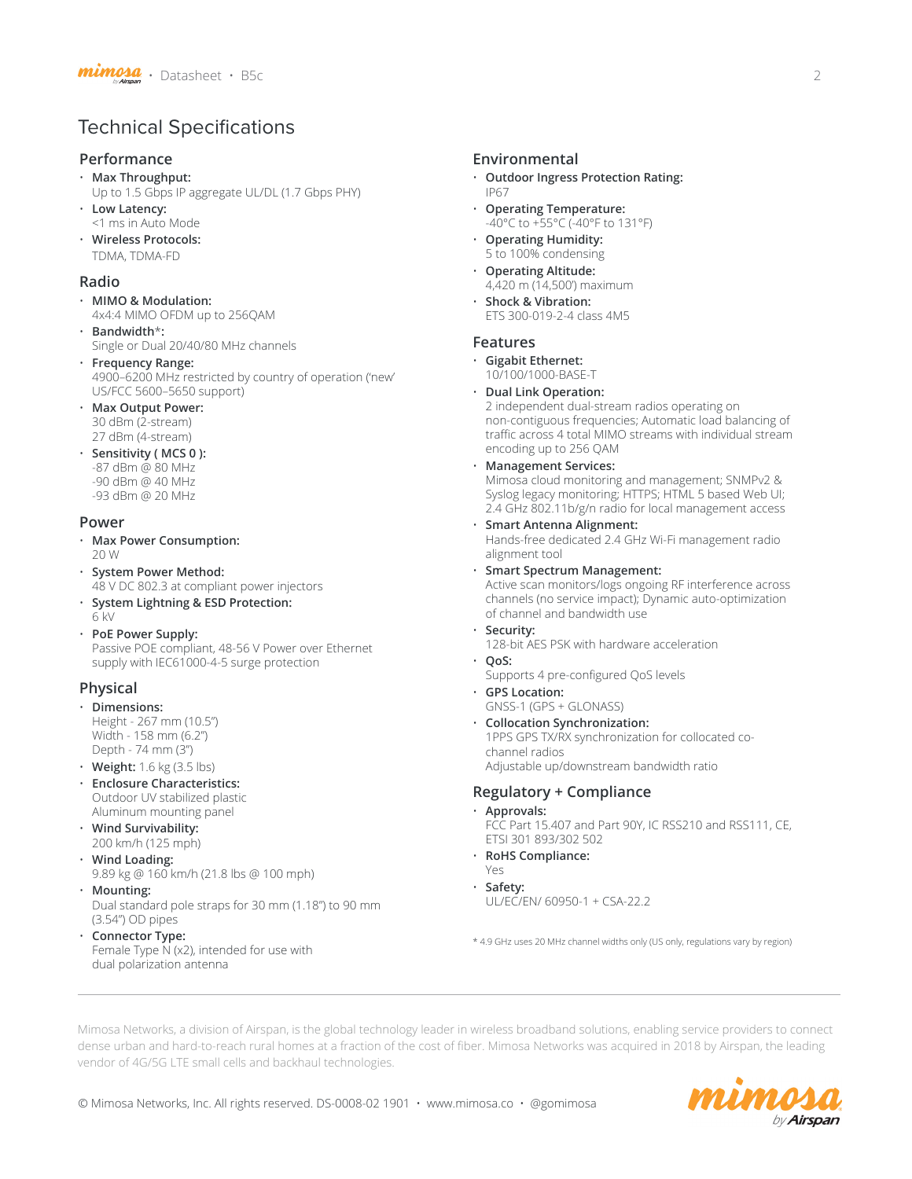# Technical Specifications

## Performance

- **Max Throughput:**
  Up to 1.5 Gbps IP aggregate UL/DL (1.7 Gbps PHY)
- **Low Latency:**
  <1 ms in Auto Mode
- **Wireless Protocols:**
  TDMA, TDMA-FD

## Radio

- **MIMO & Modulation:**
  4x4:4 MIMO OFDM up to 256QAM
- **Bandwidth*:**
  Single or Dual 20/40/80 MHz channels
- **Frequency Range:**
  4900–6200 MHz restricted by country of operation ('new' US/FCC 5600–5650 support)
- **Max Output Power:**
  30 dBm (2-stream)
  27 dBm (4-stream)
- **Sensitivity ( MCS 0 ):**
  -87 dBm @ 80 MHz
  -90 dBm @ 40 MHz
  -93 dBm @ 20 MHz

## Power

- **Max Power Consumption:**
  20 W
- **System Power Method:**
  48 V DC 802.3 at compliant power injectors
- **System Lightning & ESD Protection:**
  6 kV
- **PoE Power Supply:**
  Passive POE compliant, 48-56 V Power over Ethernet supply with IEC61000-4-5 surge protection

## Physical

- **Dimensions:**
  Height - 267 mm (10.5")
  Width - 158 mm (6.2")
  Depth - 74 mm (3")
- **Weight:** 1.6 kg (3.5 lbs)
- **Enclosure Characteristics:**
  Outdoor UV stabilized plastic
  Aluminum mounting panel
- **Wind Survivability:**
  200 km/h (125 mph)
- **Wind Loading:**
  9.89 kg @ 160 km/h (21.8 lbs @ 100 mph)
- **Mounting:**
  Dual standard pole straps for 30 mm (1.18") to 90 mm (3.54") OD pipes
- **Connector Type:**
  Female Type N (x2), intended for use with dual polarization antenna

## Environmental

- **Outdoor Ingress Protection Rating:**
  IP67
- **Operating Temperature:**
  -40°C to +55°C (-40°F to 131°F)
- **Operating Humidity:**
  5 to 100% condensing
- **Operating Altitude:**
  4,420 m (14,500') maximum
- **Shock & Vibration:**
  ETS 300-019-2-4 class 4M5

## Features

- **Gigabit Ethernet:**
  10/100/1000-BASE-T
- **Dual Link Operation:**
  2 independent dual-stream radios operating on non-contiguous frequencies; Automatic load balancing of traffic across 4 total MIMO streams with individual stream encoding up to 256 QAM
- **Management Services:**
  Mimosa cloud monitoring and management; SNMPv2 & Syslog legacy monitoring; HTTPS; HTML 5 based Web UI; 2.4 GHz 802.11b/g/n radio for local management access
- **Smart Antenna Alignment:**
  Hands-free dedicated 2.4 GHz Wi-Fi management radio alignment tool
- **Smart Spectrum Management:**
  Active scan monitors/logs ongoing RF interference across channels (no service impact); Dynamic auto-optimization of channel and bandwidth use
- **Security:**
  128-bit AES PSK with hardware acceleration
- **QoS:**
  Supports 4 pre-configured QoS levels
- **GPS Location:**
  GNSS-1 (GPS + GLONASS)
- **Collocation Synchronization:**
  1PPS GPS TX/RX synchronization for collocated co-channel radios
  Adjustable up/downstream bandwidth ratio

## Regulatory + Compliance

- **Approvals:**
  FCC Part 15.407 and Part 90Y, IC RSS210 and RSS111, CE, ETSI 301 893/302 502
- **RoHS Compliance:**
  Yes
- **Safety:**
  UL/EC/EN/ 60950-1 + CSA-22.2

* 4.9 GHz uses 20 MHz channel widths only (US only, regulations vary by region)

---

Mimosa Networks, a division of Airspan, is the global technology leader in wireless broadband solutions, enabling service providers to connect dense urban and hard-to-reach rural homes at a fraction of the cost of fiber. Mimosa Networks was acquired in 2018 by Airspan, the leading vendor of 4G/5G LTE small cells and backhaul technologies.

© Mimosa Networks, Inc. All rights reserved. DS-0008-02 1901 • www.mimosa.co • @gomimosa